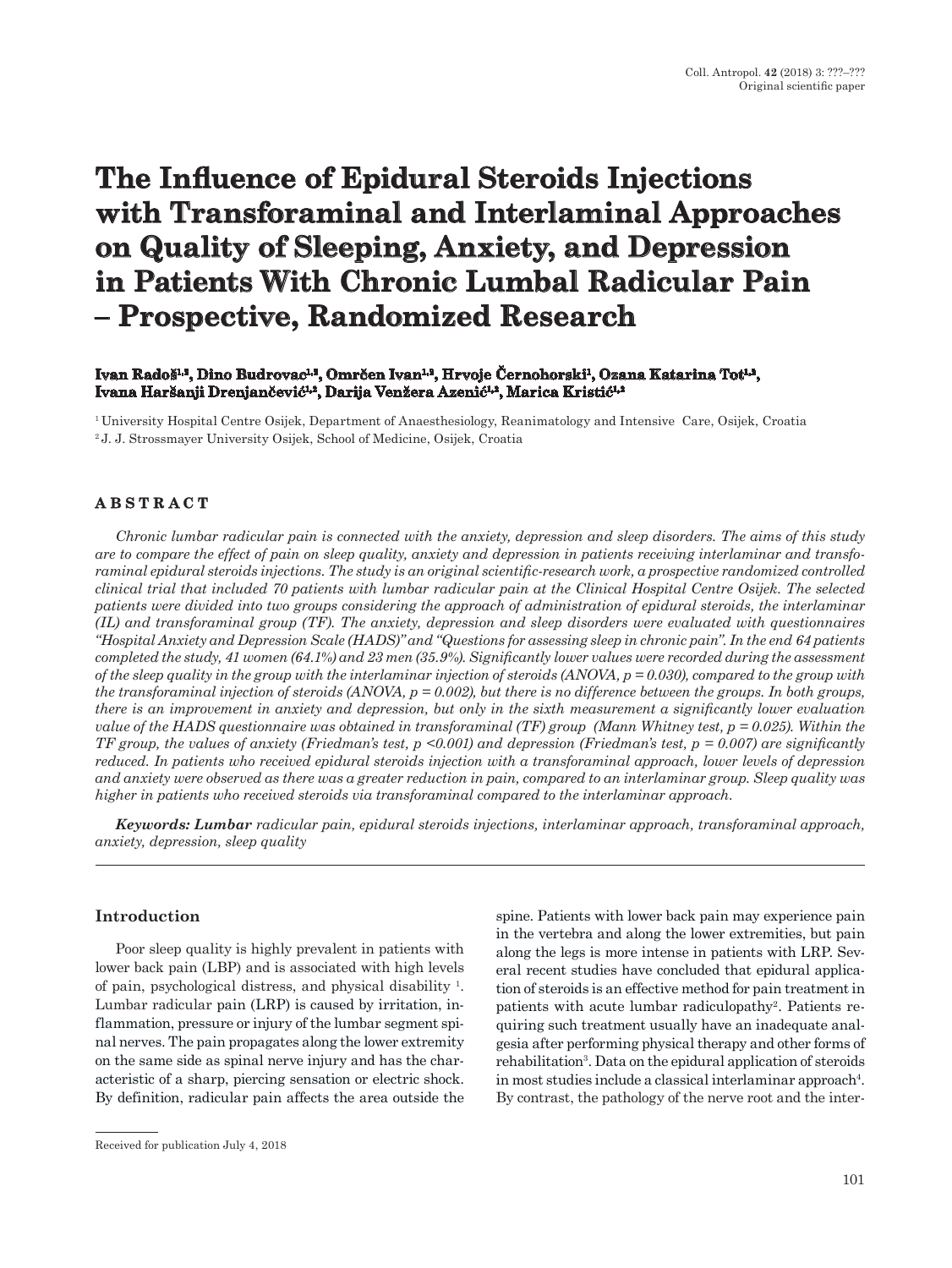# The Influence of Epidural Steroids Injections with Transforaminal and Interlaminal Approaches on Quality of Sleeping, Anxiety, and Depression in Patients With Chronic Lumbal Radicular Pain – Prospective, Randomized Research

**Ivan Radoš[1,2], Dino Budrovac[1,2], Omrčen Ivan[1,2], Hrvoje Černohorski[1], Ozana Katarina Tot[1,2], Ivana Haršanji Drenjančević[1,2], Darija Venžera Azenić[1,2], Marica Kristić[1,2]**

[1] University Hospital Centre Osijek, Department of Anaesthesiology, Reanimatology and Intensive Care, Osijek, Croatia
[2] J. J. Strossmayer University Osijek, School of Medicine, Osijek, Croatia

## ABSTRACT

*Chronic lumbar radicular pain is connected with the anxiety, depression and sleep disorders. The aims of this study are to compare the effect of pain on sleep quality, anxiety and depression in patients receiving interlaminar and transforaminal epidural steroids injections. The study is an original scientific-research work, a prospective randomized controlled clinical trial that included 70 patients with lumbar radicular pain at the Clinical Hospital Centre Osijek. The selected patients were divided into two groups considering the approach of administration of epidural steroids, the interlaminar (IL) and transforaminal group (TF). The anxiety, depression and sleep disorders were evaluated with questionnaires "Hospital Anxiety and Depression Scale (HADS)" and "Questions for assessing sleep in chronic pain". In the end 64 patients completed the study, 41 women (64.1%) and 23 men (35.9%). Significantly lower values were recorded during the assessment of the sleep quality in the group with the interlaminar injection of steroids (ANOVA, p = 0.030), compared to the group with the transforaminal injection of steroids (ANOVA, p = 0.002), but there is no difference between the groups. In both groups, there is an improvement in anxiety and depression, but only in the sixth measurement a significantly lower evaluation value of the HADS questionnaire was obtained in transforaminal (TF) group (Mann Whitney test, p = 0.025). Within the TF group, the values of anxiety (Friedman's test, p <0.001) and depression (Friedman's test, p = 0.007) are significantly reduced. In patients who received epidural steroids injection with a transforaminal approach, lower levels of depression and anxiety were observed as there was a greater reduction in pain, compared to an interlaminar group. Sleep quality was higher in patients who received steroids via transforaminal compared to the interlaminar approach.*

***Keywords: Lumbar** radicular pain, epidural steroids injections, interlaminar approach, transforaminal approach, anxiety, depression, sleep quality*

## Introduction

Poor sleep quality is highly prevalent in patients with lower back pain (LBP) and is associated with high levels of pain, psychological distress, and physical disability [1]. Lumbar radicular pain (LRP) is caused by irritation, inflammation, pressure or injury of the lumbar segment spinal nerves. The pain propagates along the lower extremity on the same side as spinal nerve injury and has the characteristic of a sharp, piercing sensation or electric shock. By definition, radicular pain affects the area outside the spine. Patients with lower back pain may experience pain in the vertebra and along the lower extremities, but pain along the legs is more intense in patients with LRP. Several recent studies have concluded that epidural application of steroids is an effective method for pain treatment in patients with acute lumbar radiculopathy[2]. Patients requiring such treatment usually have an inadequate analgesia after performing physical therapy and other forms of rehabilitation[3]. Data on the epidural application of steroids in most studies include a classical interlaminar approach[4]. By contrast, the pathology of the nerve root and the inter-

Received for publication July 4, 2018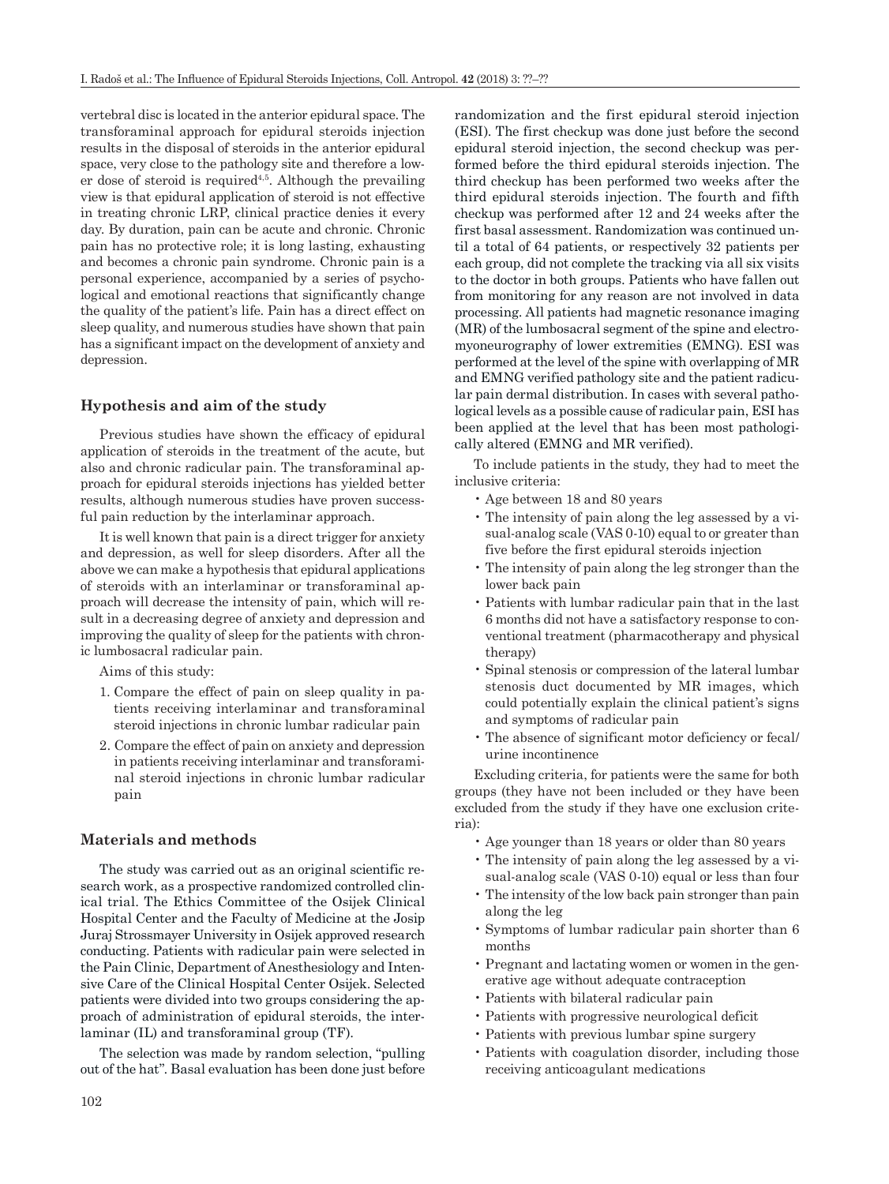vertebral disc is located in the anterior epidural space. The transforaminal approach for epidural steroids injection results in the disposal of steroids in the anterior epidural space, very close to the pathology site and therefore a lower dose of steroid is required[4,5]. Although the prevailing view is that epidural application of steroid is not effective in treating chronic LRP, clinical practice denies it every day. By duration, pain can be acute and chronic. Chronic pain has no protective role; it is long lasting, exhausting and becomes a chronic pain syndrome. Chronic pain is a personal experience, accompanied by a series of psychological and emotional reactions that significantly change the quality of the patient's life. Pain has a direct effect on sleep quality, and numerous studies have shown that pain has a significant impact on the development of anxiety and depression.

## Hypothesis and aim of the study

Previous studies have shown the efficacy of epidural application of steroids in the treatment of the acute, but also and chronic radicular pain. The transforaminal approach for epidural steroids injections has yielded better results, although numerous studies have proven successful pain reduction by the interlaminar approach.

It is well known that pain is a direct trigger for anxiety and depression, as well for sleep disorders. After all the above we can make a hypothesis that epidural applications of steroids with an interlaminar or transforaminal approach will decrease the intensity of pain, which will result in a decreasing degree of anxiety and depression and improving the quality of sleep for the patients with chronic lumbosacral radicular pain.

Aims of this study:

1. Compare the effect of pain on sleep quality in patients receiving interlaminar and transforaminal steroid injections in chronic lumbar radicular pain
2. Compare the effect of pain on anxiety and depression in patients receiving interlaminar and transforaminal steroid injections in chronic lumbar radicular pain

## Materials and methods

The study was carried out as an original scientific research work, as a prospective randomized controlled clinical trial. The Ethics Committee of the Osijek Clinical Hospital Center and the Faculty of Medicine at the Josip Juraj Strossmayer University in Osijek approved research conducting. Patients with radicular pain were selected in the Pain Clinic, Department of Anesthesiology and Intensive Care of the Clinical Hospital Center Osijek. Selected patients were divided into two groups considering the approach of administration of epidural steroids, the interlaminar (IL) and transforaminal group (TF).

The selection was made by random selection, "pulling out of the hat". Basal evaluation has been done just before randomization and the first epidural steroid injection (ESI). The first checkup was done just before the second epidural steroid injection, the second checkup was performed before the third epidural steroids injection. The third checkup has been performed two weeks after the third epidural steroids injection. The fourth and fifth checkup was performed after 12 and 24 weeks after the first basal assessment. Randomization was continued until a total of 64 patients, or respectively 32 patients per each group, did not complete the tracking via all six visits to the doctor in both groups. Patients who have fallen out from monitoring for any reason are not involved in data processing. All patients had magnetic resonance imaging (MR) of the lumbosacral segment of the spine and electromyoneurography of lower extremities (EMNG). ESI was performed at the level of the spine with overlapping of MR and EMNG verified pathology site and the patient radicular pain dermal distribution. In cases with several pathological levels as a possible cause of radicular pain, ESI has been applied at the level that has been most pathologically altered (EMNG and MR verified).

To include patients in the study, they had to meet the inclusive criteria:

- Age between 18 and 80 years
- The intensity of pain along the leg assessed by a visual-analog scale (VAS 0-10) equal to or greater than five before the first epidural steroids injection
- The intensity of pain along the leg stronger than the lower back pain
- Patients with lumbar radicular pain that in the last 6 months did not have a satisfactory response to conventional treatment (pharmacotherapy and physical therapy)
- Spinal stenosis or compression of the lateral lumbar stenosis duct documented by MR images, which could potentially explain the clinical patient's signs and symptoms of radicular pain
- The absence of significant motor deficiency or fecal/urine incontinence

Excluding criteria, for patients were the same for both groups (they have not been included or they have been excluded from the study if they have one exclusion criteria):

- Age younger than 18 years or older than 80 years
- The intensity of pain along the leg assessed by a visual-analog scale (VAS 0-10) equal or less than four
- The intensity of the low back pain stronger than pain along the leg
- Symptoms of lumbar radicular pain shorter than 6 months
- Pregnant and lactating women or women in the generative age without adequate contraception
- Patients with bilateral radicular pain
- Patients with progressive neurological deficit
- Patients with previous lumbar spine surgery
- Patients with coagulation disorder, including those receiving anticoagulant medications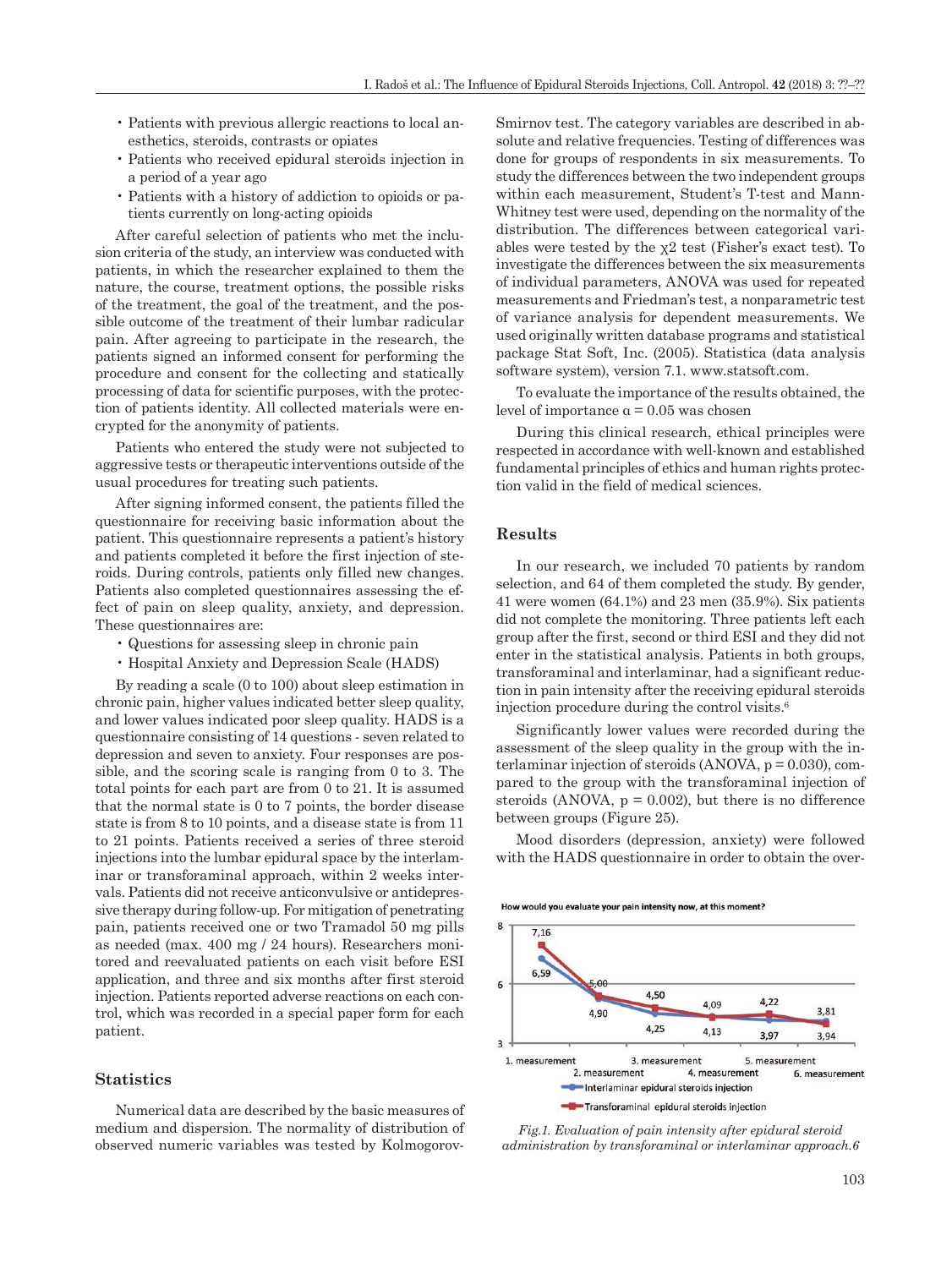- Patients with previous allergic reactions to local anesthetics, steroids, contrasts or opiates
- Patients who received epidural steroids injection in a period of a year ago
- Patients with a history of addiction to opioids or patients currently on long-acting opioids

After careful selection of patients who met the inclusion criteria of the study, an interview was conducted with patients, in which the researcher explained to them the nature, the course, treatment options, the possible risks of the treatment, the goal of the treatment, and the possible outcome of the treatment of their lumbar radicular pain. After agreeing to participate in the research, the patients signed an informed consent for performing the procedure and consent for the collecting and statically processing of data for scientific purposes, with the protection of patients identity. All collected materials were encrypted for the anonymity of patients.

Patients who entered the study were not subjected to aggressive tests or therapeutic interventions outside of the usual procedures for treating such patients.

After signing informed consent, the patients filled the questionnaire for receiving basic information about the patient. This questionnaire represents a patient's history and patients completed it before the first injection of steroids. During controls, patients only filled new changes. Patients also completed questionnaires assessing the effect of pain on sleep quality, anxiety, and depression. These questionnaires are:

- Questions for assessing sleep in chronic pain
- Hospital Anxiety and Depression Scale (HADS)

By reading a scale (0 to 100) about sleep estimation in chronic pain, higher values indicated better sleep quality, and lower values indicated poor sleep quality. HADS is a questionnaire consisting of 14 questions - seven related to depression and seven to anxiety. Four responses are possible, and the scoring scale is ranging from 0 to 3. The total points for each part are from 0 to 21. It is assumed that the normal state is 0 to 7 points, the border disease state is from 8 to 10 points, and a disease state is from 11 to 21 points. Patients received a series of three steroid injections into the lumbar epidural space by the interlaminar or transforaminal approach, within 2 weeks intervals. Patients did not receive anticonvulsive or antidepressive therapy during follow-up. For mitigation of penetrating pain, patients received one or two Tramadol 50 mg pills as needed (max. 400 mg / 24 hours). Researchers monitored and reevaluated patients on each visit before ESI application, and three and six months after first steroid injection. Patients reported adverse reactions on each control, which was recorded in a special paper form for each patient.

## Statistics

Numerical data are described by the basic measures of medium and dispersion. The normality of distribution of observed numeric variables was tested by Kolmogorov-Smirnov test. The category variables are described in absolute and relative frequencies. Testing of differences was done for groups of respondents in six measurements. To study the differences between the two independent groups within each measurement, Student's T-test and Mann-Whitney test were used, depending on the normality of the distribution. The differences between categorical variables were tested by the $\chi^2$ test (Fisher's exact test). To investigate the differences between the six measurements of individual parameters, ANOVA was used for repeated measurements and Friedman's test, a nonparametric test of variance analysis for dependent measurements. We used originally written database programs and statistical package Stat Soft, Inc. (2005). Statistica (data analysis software system), version 7.1. www.statsoft.com.

To evaluate the importance of the results obtained, the level of importance $\alpha = 0.05$ was chosen

During this clinical research, ethical principles were respected in accordance with well-known and established fundamental principles of ethics and human rights protection valid in the field of medical sciences.

## Results

In our research, we included 70 patients by random selection, and 64 of them completed the study. By gender, 41 were women (64.1%) and 23 men (35.9%). Six patients did not complete the monitoring. Three patients left each group after the first, second or third ESI and they did not enter in the statistical analysis. Patients in both groups, transforaminal and interlaminar, had a significant reduction in pain intensity after the receiving epidural steroids injection procedure during the control visits.[6]

Significantly lower values were recorded during the assessment of the sleep quality in the group with the interlaminar injection of steroids (ANOVA, $p = 0.030$), compared to the group with the transforaminal injection of steroids (ANOVA, $p = 0.002$), but there is no difference between groups (Figure 25).

Mood disorders (depression, anxiety) were followed with the HADS questionnaire in order to obtain the over-

How would you evaluate your pain intensity now, at this moment?

| | 1. measurement | 2. measurement | 3. measurement | 4. measurement | 5. measurement | 6. measurement |
|---|---|---|---|---|---|---|
| Interlaminar epidural steroids injection | 6,59 | 4,90 | 4,25 | 4,13 | 3,97 | 3,94 |
| Transforaminal epidural steroids injection | 7,16 | 5,00 | 4,50 | 4,09 | 4,22 | 3,81 |

*Fig.1. Evaluation of pain intensity after epidural steroid administration by transforaminal or interlaminar approach.6*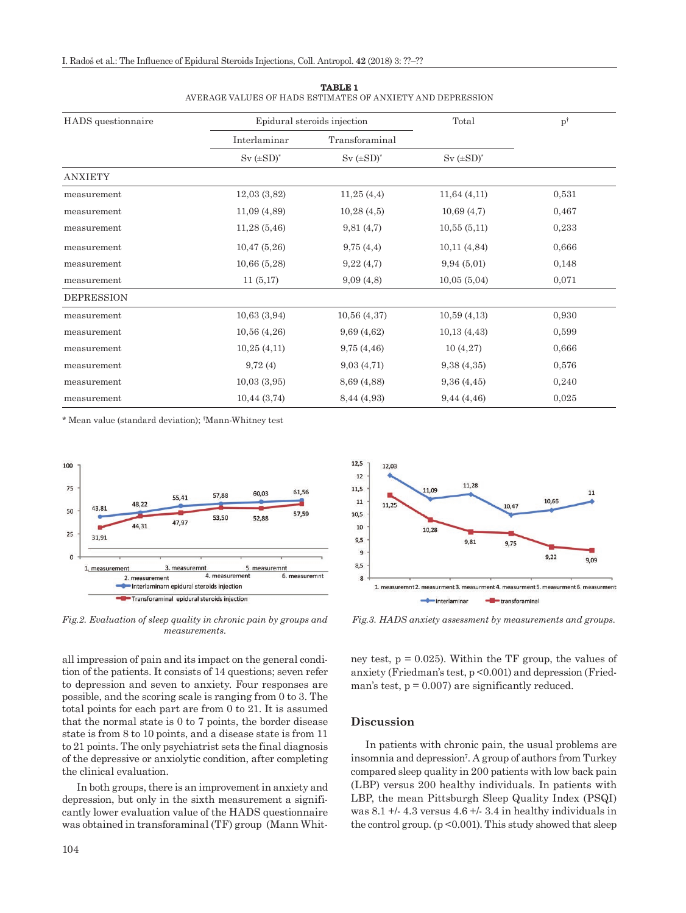**TABLE 1**
AVERAGE VALUES OF HADS ESTIMATES OF ANXIETY AND DEPRESSION

| HADS questionnaire | Epidural steroids injection | | Total | p[†] |
|---|---|---|---|---|
| | Interlaminar | Transforaminal | | |
| | Sv (±SD)[*] | Sv (±SD)[*] | Sv (±SD)[*] | |
| ANXIETY | | | | |
| measurement | 12,03 (3,82) | 11,25 (4,4) | 11,64 (4,11) | 0,531 |
| measurement | 11,09 (4,89) | 10,28 (4,5) | 10,69 (4,7) | 0,467 |
| measurement | 11,28 (5,46) | 9,81 (4,7) | 10,55 (5,11) | 0,233 |
| measurement | 10,47 (5,26) | 9,75 (4,4) | 10,11 (4,84) | 0,666 |
| measurement | 10,66 (5,28) | 9,22 (4,7) | 9,94 (5,01) | 0,148 |
| measurement | 11 (5,17) | 9,09 (4,8) | 10,05 (5,04) | 0,071 |
| DEPRESSION | | | | |
| measurement | 10,63 (3,94) | 10,56 (4,37) | 10,59 (4,13) | 0,930 |
| measurement | 10,56 (4,26) | 9,69 (4,62) | 10,13 (4,43) | 0,599 |
| measurement | 10,25 (4,11) | 9,75 (4,46) | 10 (4,27) | 0,666 |
| measurement | 9,72 (4) | 9,03 (4,71) | 9,38 (4,35) | 0,576 |
| measurement | 10,03 (3,95) | 8,69 (4,88) | 9,36 (4,45) | 0,240 |
| measurement | 10,44 (3,74) | 8,44 (4,93) | 9,44 (4,46) | 0,025 |

\* Mean value (standard deviation); [†]Mann-Whitney test

*Fig.2. Evaluation of sleep quality in chronic pain by groups and measurements.*

*Fig.3. HADS anxiety assessment by measurements and groups.*

all impression of pain and its impact on the general condition of the patients. It consists of 14 questions; seven refer to depression and seven to anxiety. Four responses are possible, and the scoring scale is ranging from 0 to 3. The total points for each part are from 0 to 21. It is assumed that the normal state is 0 to 7 points, the border disease state is from 8 to 10 points, and a disease state is from 11 to 21 points. The only psychiatrist sets the final diagnosis of the depressive or anxiolytic condition, after completing the clinical evaluation.

In both groups, there is an improvement in anxiety and depression, but only in the sixth measurement a significantly lower evaluation value of the HADS questionnaire was obtained in transforaminal (TF) group (Mann Whitney test, $p = 0.025$). Within the TF group, the values of anxiety (Friedman's test, $p < 0.001$) and depression (Friedman's test, $p = 0.007$) are significantly reduced.

## Discussion

In patients with chronic pain, the usual problems are insomnia and depression[7]. A group of authors from Turkey compared sleep quality in 200 patients with low back pain (LBP) versus 200 healthy individuals. In patients with LBP, the mean Pittsburgh Sleep Quality Index (PSQI) was 8.1 +/- 4.3 versus 4.6 +/- 3.4 in healthy individuals in the control group. ($p < 0.001$). This study showed that sleep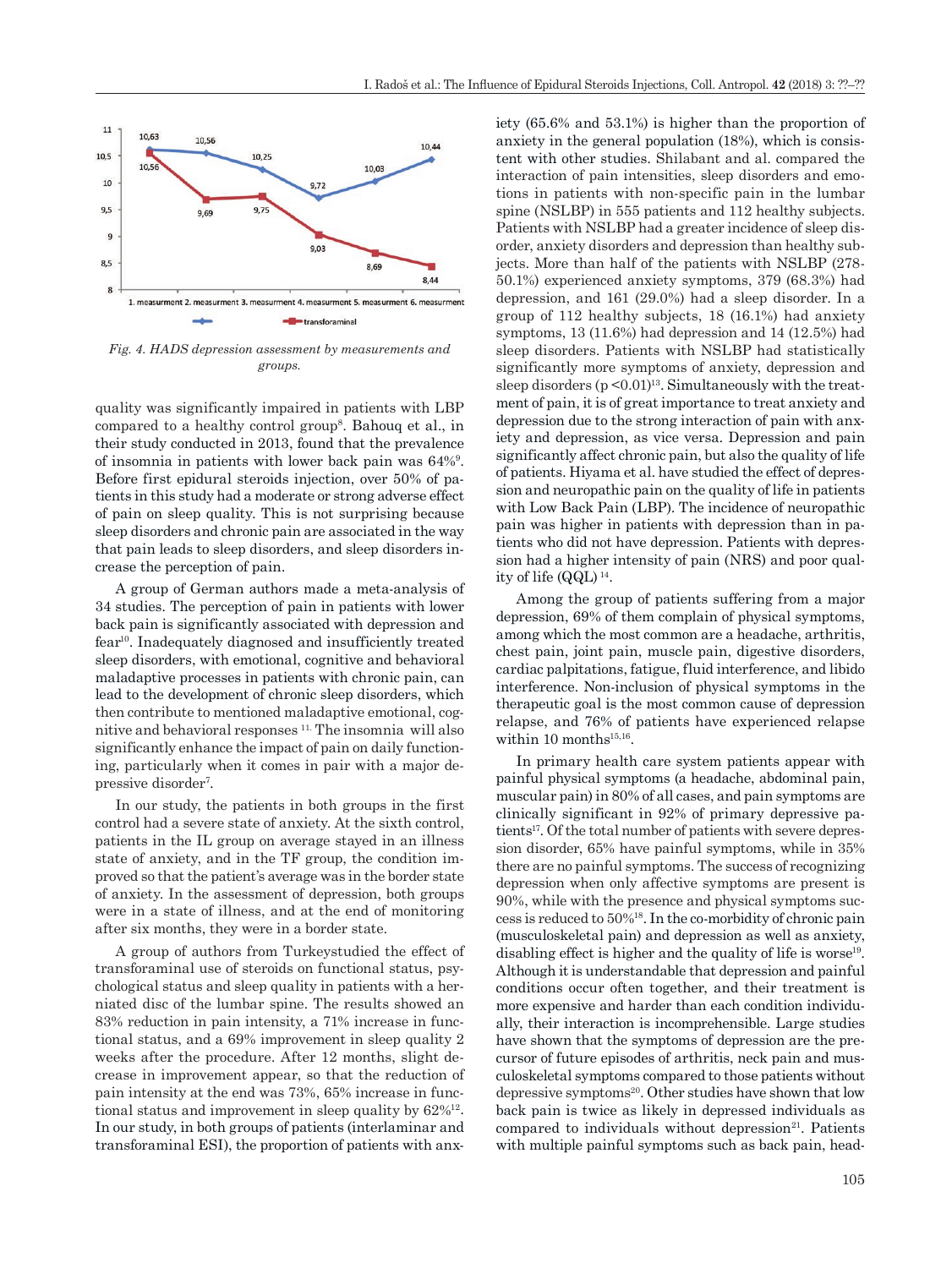Fig. 4. *HADS depression assessment by measurements and groups.*

quality was significantly impaired in patients with LBP compared to a healthy control group[8]. Bahouq et al., in their study conducted in 2013, found that the prevalence of insomnia in patients with lower back pain was 64%[9]. Before first epidural steroids injection, over 50% of patients in this study had a moderate or strong adverse effect of pain on sleep quality. This is not surprising because sleep disorders and chronic pain are associated in the way that pain leads to sleep disorders, and sleep disorders increase the perception of pain.

A group of German authors made a meta-analysis of 34 studies. The perception of pain in patients with lower back pain is significantly associated with depression and fear[10]. Inadequately diagnosed and insufficiently treated sleep disorders, with emotional, cognitive and behavioral maladaptive processes in patients with chronic pain, can lead to the development of chronic sleep disorders, which then contribute to mentioned maladaptive emotional, cognitive and behavioral responses [11]. The insomnia will also significantly enhance the impact of pain on daily functioning, particularly when it comes in pair with a major depressive disorder[7].

In our study, the patients in both groups in the first control had a severe state of anxiety. At the sixth control, patients in the IL group on average stayed in an illness state of anxiety, and in the TF group, the condition improved so that the patient's average was in the border state of anxiety. In the assessment of depression, both groups were in a state of illness, and at the end of monitoring after six months, they were in a border state.

A group of authors from Turkeystudied the effect of transforaminal use of steroids on functional status, psychological status and sleep quality in patients with a herniated disc of the lumbar spine. The results showed an 83% reduction in pain intensity, a 71% increase in functional status, and a 69% improvement in sleep quality 2 weeks after the procedure. After 12 months, slight decrease in improvement appear, so that the reduction of pain intensity at the end was 73%, 65% increase in functional status and improvement in sleep quality by 62%[12]. In our study, in both groups of patients (interlaminar and transforaminal ESI), the proportion of patients with anxiety (65.6% and 53.1%) is higher than the proportion of anxiety in the general population (18%), which is consistent with other studies. Shilabant and al. compared the interaction of pain intensities, sleep disorders and emotions in patients with non-specific pain in the lumbar spine (NSLBP) in 555 patients and 112 healthy subjects. Patients with NSLBP had a greater incidence of sleep disorder, anxiety disorders and depression than healthy subjects. More than half of the patients with NSLBP (278-50.1%) experienced anxiety symptoms, 379 (68.3%) had depression, and 161 (29.0%) had a sleep disorder. In a group of 112 healthy subjects, 18 (16.1%) had anxiety symptoms, 13 (11.6%) had depression and 14 (12.5%) had sleep disorders. Patients with NSLBP had statistically significantly more symptoms of anxiety, depression and sleep disorders ($p < 0.01$)[13]. Simultaneously with the treatment of pain, it is of great importance to treat anxiety and depression due to the strong interaction of pain with anxiety and depression, as vice versa. Depression and pain significantly affect chronic pain, but also the quality of life of patients. Hiyama et al. have studied the effect of depression and neuropathic pain on the quality of life in patients with Low Back Pain (LBP). The incidence of neuropathic pain was higher in patients with depression than in patients who did not have depression. Patients with depression had a higher intensity of pain (NRS) and poor quality of life (QQL) [14].

Among the group of patients suffering from a major depression, 69% of them complain of physical symptoms, among which the most common are a headache, arthritis, chest pain, joint pain, muscle pain, digestive disorders, cardiac palpitations, fatigue, fluid interference, and libido interference. Non-inclusion of physical symptoms in the therapeutic goal is the most common cause of depression relapse, and 76% of patients have experienced relapse within 10 months[15,16].

In primary health care system patients appear with painful physical symptoms (a headache, abdominal pain, muscular pain) in 80% of all cases, and pain symptoms are clinically significant in 92% of primary depressive patients[17]. Of the total number of patients with severe depression disorder, 65% have painful symptoms, while in 35% there are no painful symptoms. The success of recognizing depression when only affective symptoms are present is 90%, while with the presence and physical symptoms success is reduced to 50%[18]. In the co-morbidity of chronic pain (musculoskeletal pain) and depression as well as anxiety, disabling effect is higher and the quality of life is worse[19]. Although it is understandable that depression and painful conditions occur often together, and their treatment is more expensive and harder than each condition individually, their interaction is incomprehensible. Large studies have shown that the symptoms of depression are the precursor of future episodes of arthritis, neck pain and musculoskeletal symptoms compared to those patients without depressive symptoms[20]. Other studies have shown that low back pain is twice as likely in depressed individuals as compared to individuals without depression[21]. Patients with multiple painful symptoms such as back pain, head-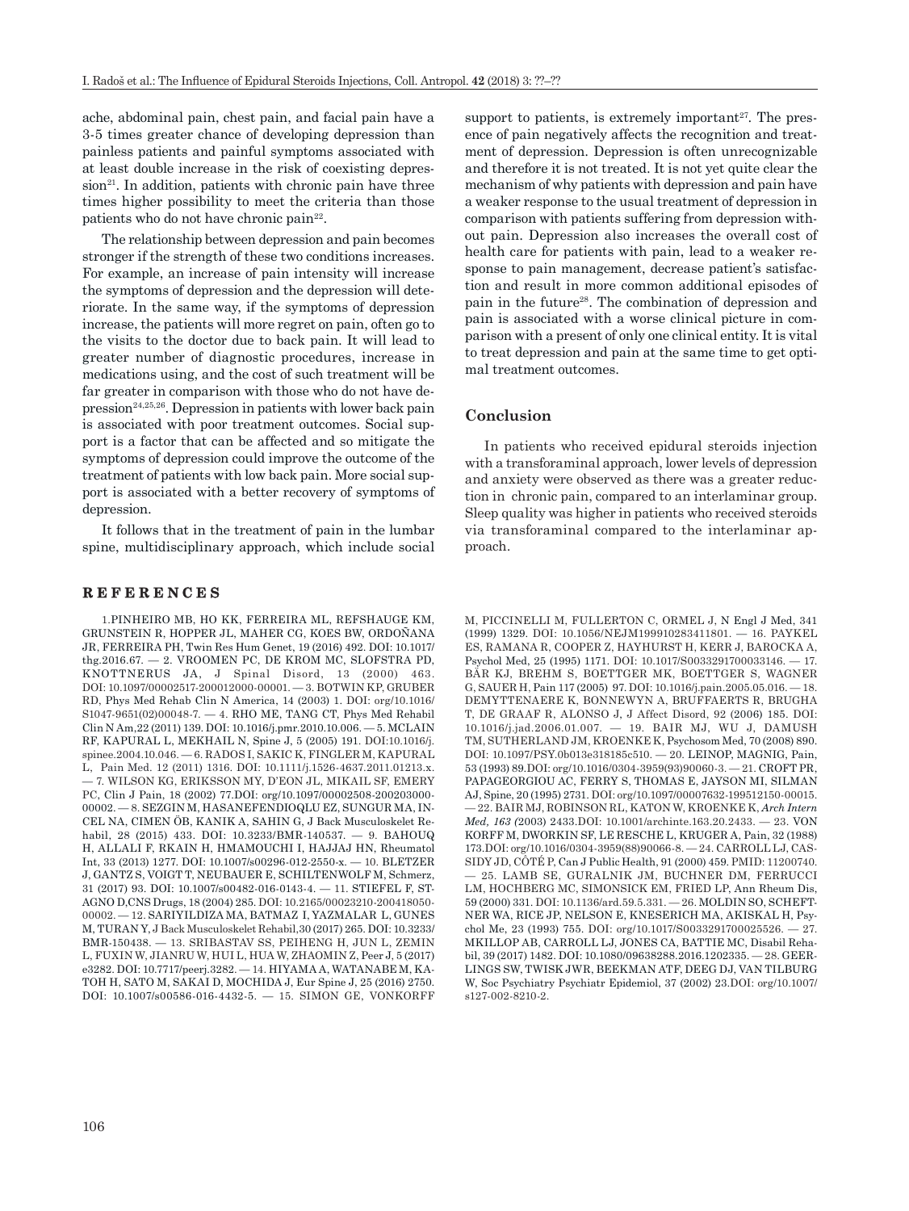ache, abdominal pain, chest pain, and facial pain have a 3-5 times greater chance of developing depression than painless patients and painful symptoms associated with at least double increase in the risk of coexisting depression[21]. In addition, patients with chronic pain have three times higher possibility to meet the criteria than those patients who do not have chronic pain[22].

The relationship between depression and pain becomes stronger if the strength of these two conditions increases. For example, an increase of pain intensity will increase the symptoms of depression and the depression will deteriorate. In the same way, if the symptoms of depression increase, the patients will more regret on pain, often go to the visits to the doctor due to back pain. It will lead to greater number of diagnostic procedures, increase in medications using, and the cost of such treatment will be far greater in comparison with those who do not have depression[24,25,26]. Depression in patients with lower back pain is associated with poor treatment outcomes. Social support is a factor that can be affected and so mitigate the symptoms of depression could improve the outcome of the treatment of patients with low back pain. More social support is associated with a better recovery of symptoms of depression.

It follows that in the treatment of pain in the lumbar spine, multidisciplinary approach, which include social support to patients, is extremely important[27]. The presence of pain negatively affects the recognition and treatment of depression. Depression is often unrecognizable and therefore it is not treated. It is not yet quite clear the mechanism of why patients with depression and pain have a weaker response to the usual treatment of depression in comparison with patients suffering from depression without pain. Depression also increases the overall cost of health care for patients with pain, lead to a weaker response to pain management, decrease patient's satisfaction and result in more common additional episodes of pain in the future[28]. The combination of depression and pain is associated with a worse clinical picture in comparison with a present of only one clinical entity. It is vital to treat depression and pain at the same time to get optimal treatment outcomes.

## Conclusion

In patients who received epidural steroids injection with a transforaminal approach, lower levels of depression and anxiety were observed as there was a greater reduction in chronic pain, compared to an interlaminar group. Sleep quality was higher in patients who received steroids via transforaminal compared to the interlaminar approach.

## REFERENCES

1.PINHEIRO MB, HO KK, FERREIRA ML, REFSHAUGE KM, GRUNSTEIN R, HOPPER JL, MAHER CG, KOES BW, ORDOÑANA JR, FERREIRA PH, Twin Res Hum Genet, 19 (2016) 492. DOI: 10.1017/thg.2016.67. — 2. VROOMEN PC, DE KROM MC, SLOFSTRA PD, KNOTTNERUS JA, J Spinal Disord, 13 (2000) 463. DOI: 10.1097/00002517-200012000-00001. — 3. BOTWIN KP, GRUBER RD, Phys Med Rehab Clin N America, 14 (2003) 1. DOI: org/10.1016/S1047-9651(02)00048-7. — 4. RHO ME, TANG CT, Phys Med Rehabil Clin N Am,22 (2011) 139. DOI: 10.1016/j.pmr.2010.10.006. — 5. MCLAIN RF, KAPURAL L, MEKHAIL N, Spine J, 5 (2005) 191. DOI:10.1016/j.spinee.2004.10.046. — 6. RADOS I, SAKIC K, FINGLER M, KAPURAL L, Pain Med. 12 (2011) 1316. DOI: 10.1111/j.1526-4637.2011.01213.x. — 7. WILSON KG, ERIKSSON MY, D'EON JL, MIKAIL SF, EMERY PC, Clin J Pain, 18 (2002) 77.DOI: org/10.1097/00002508-200203000-00002. — 8. SEZGIN M, HASANEFENDIOQLU EZ, SUNGUR MA, INCEL NA, CIMEN ÖB, KANIK A, SAHIN G, J Back Musculoskelet Rehabil, 28 (2015) 433. DOI: 10.3233/BMR-140537. — 9. BAHOUQ H, ALLALI F, RKAIN H, HMAMOUCHI I, HAJJAJ HN, Rheumatol Int, 33 (2013) 1277. DOI: 10.1007/s00296-012-2550-x. — 10. BLETZER J, GANTZ S, VOIGT T, NEUBAUER E, SCHILTENWOLF M, Schmerz, 31 (2017) 93. DOI: 10.1007/s00482-016-0143-4. — 11. STIEFEL F, STAGNO D,CNS Drugs, 18 (2004) 285. DOI: 10.2165/00023210-200418050-00002. — 12. SARIYILDIZA MA, BATMAZ I, YAZMALAR L, GUNES M, TURAN Y, J Back Musculoskelet Rehabil,30 (2017) 265. DOI: 10.3233/BMR-150438. — 13. SRIBASTAV SS, PEIHENG H, JUN L, ZEMIN L, FUXIN W, JIANRU W, HUI L, HUA W, ZHAOMIN Z, Peer J, 5 (2017) e3282. DOI: 10.7717/peerj.3282. — 14. HIYAMA A, WATANABE M, KATOH H, SATO M, SAKAI D, MOCHIDA J, Eur Spine J, 25 (2016) 2750. DOI: 10.1007/s00586-016-4432-5. — 15. SIMON GE, VONKORFF M, PICCINELLI M, FULLERTON C, ORMEL J, N Engl J Med, 341 (1999) 1329. DOI: 10.1056/NEJM199910283411801. — 16. PAYKEL ES, RAMANA R, COOPER Z, HAYHURST H, KERR J, BAROCKA A, Psychol Med, 25 (1995) 1171. DOI: 10.1017/S0033291700033146. — 17. BÄR KJ, BREHM S, BOETTGER MK, BOETTGER S, WAGNER G, SAUER H, Pain 117 (2005) 97. DOI: 10.1016/j.pain.2005.05.016. — 18. DEMYTTENAERE K, BONNEWYN A, BRUFFAERTS R, BRUGHA T, DE GRAAF R, ALONSO J, J Affect Disord, 92 (2006) 185. DOI: 10.1016/j.jad.2006.01.007. — 19. BAIR MJ, WU J, DAMUSH TM, SUTHERLAND JM, KROENKE K, Psychosom Med, 70 (2008) 890. DOI: 10.1097/PSY.0b013e318185c510. — 20. LEINOP, MAGNIG, Pain, 53 (1993) 89.DOI: org/10.1016/0304-3959(93)90060-3. — 21. CROFT PR, PAPAGEORGIOU AC, FERRY S, THOMAS E, JAYSON MI, SILMAN AJ, Spine, 20 (1995) 2731. DOI: org/10.1097/00007632-199512150-00015. — 22. BAIR MJ, ROBINSON RL, KATON W, KROENKE K, *Arch Intern Med, 163 (*2003) 2433.DOI: 10.1001/archinte.163.20.2433. — 23. VON KORFF M, DWORKIN SF, LE RESCHE L, KRUGER A, Pain, 32 (1988) 173.DOI: org/10.1016/0304-3959(88)90066-8. — 24. CARROLL LJ, CASSIDY JD, CÔTÉ P, Can J Public Health, 91 (2000) 459. PMID: 11200740. — 25. LAMB SE, GURALNIK JM, BUCHNER DM, FERRUCCI LM, HOCHBERG MC, SIMONSICK EM, FRIED LP, Ann Rheum Dis, 59 (2000) 331. DOI: 10.1136/ard.59.5.331. — 26. MOLDIN SO, SCHEFTNER WA, RICE JP, NELSON E, KNESERICH MA, AKISKAL H, Psychol Me, 23 (1993) 755. DOI: org/10.1017/S0033291700025526. — 27. MKILLOP AB, CARROLL LJ, JONES CA, BATTIE MC, Disabil Rehabil, 39 (2017) 1482. DOI: 10.1080/09638288.2016.1202335. — 28. GEERLINGS SW, TWISK JWR, BEEKMAN ATF, DEEG DJ, VAN TILBURG W, Soc Psychiatry Psychiatr Epidemiol, 37 (2002) 23.DOI: org/10.1007/s127-002-8210-2.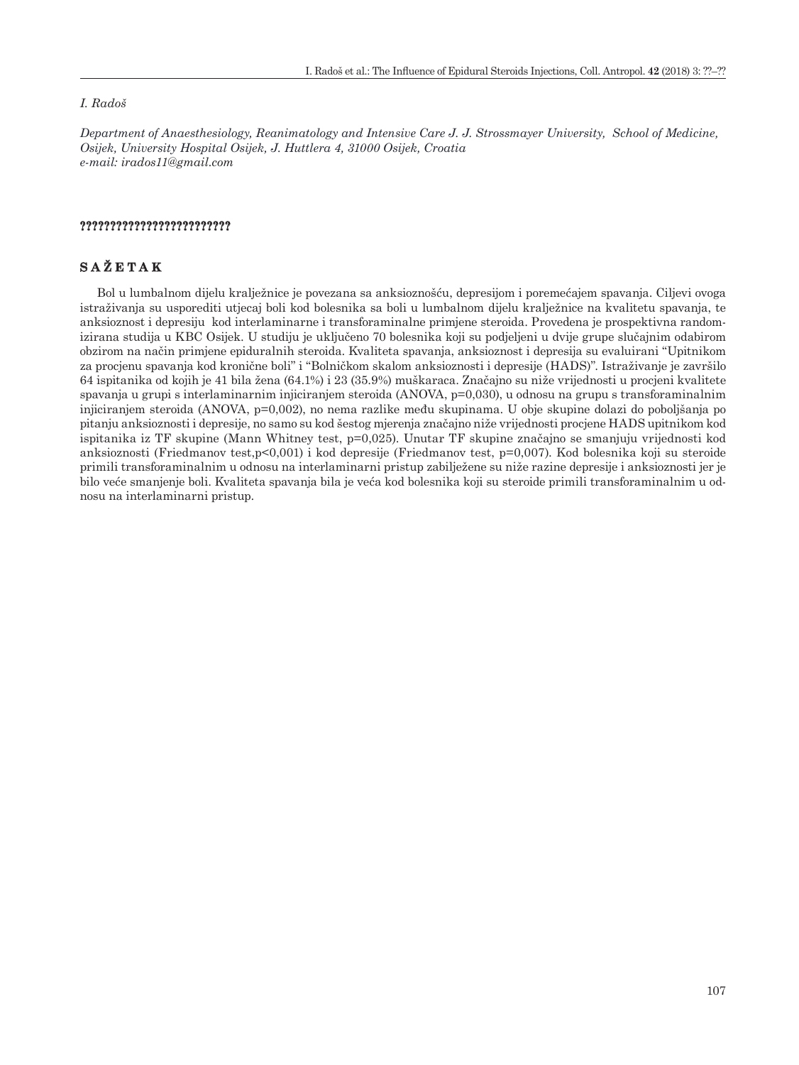*I. Radoš*

*Department of Anaesthesiology, Reanimatology and Intensive Care J. J. Strossmayer University, School of Medicine, Osijek, University Hospital Osijek, J. Huttlera 4, 31000 Osijek, Croatia*
*e-mail: irados11@gmail.com*

**?????????????????????????**

## SAŽETAK

Bol u lumbalnom dijelu kralježnice je povezana sa anksioznošću, depresijom i poremećajem spavanja. Ciljevi ovoga istraživanja su usporediti utjecaj boli kod bolesnika sa boli u lumbalnom dijelu kralježnice na kvalitetu spavanja, te anksioznost i depresiju kod interlaminarne i transforaminalne primjene steroida. Provedena je prospektivna randomizirana studija u KBC Osijek. U studiju je uključeno 70 bolesnika koji su podjeljeni u dvije grupe slučajnim odabirom obzirom na način primjene epiduralnih steroida. Kvaliteta spavanja, anksioznost i depresija su evaluirani "Upitnikom za procjenu spavanja kod kronične boli" i "Bolničkom skalom anksioznosti i depresije (HADS)". Istraživanje je završilo 64 ispitanika od kojih je 41 bila žena (64.1%) i 23 (35.9%) muškaraca. Značajno su niže vrijednosti u procjeni kvalitete spavanja u grupi s interlaminarnim injiciranjem steroida (ANOVA, p=0,030), u odnosu na grupu s transforaminalnim injiciranjem steroida (ANOVA, p=0,002), no nema razlike među skupinama. U obje skupine dolazi do poboljšanja po pitanju anksioznosti i depresije, no samo su kod šestog mjerenja značajno niže vrijednosti procjene HADS upitnikom kod ispitanika iz TF skupine (Mann Whitney test, p=0,025). Unutar TF skupine značajno se smanjuju vrijednosti kod anksioznosti (Friedmanov test,p<0,001) i kod depresije (Friedmanov test, p=0,007). Kod bolesnika koji su steroide primili transforaminalnim u odnosu na interlaminarni pristup zabilježene su niže razine depresije i anksioznosti jer je bilo veće smanjenje boli. Kvaliteta spavanja bila je veća kod bolesnika koji su steroide primili transforaminalnim u odnosu na interlaminarni pristup.